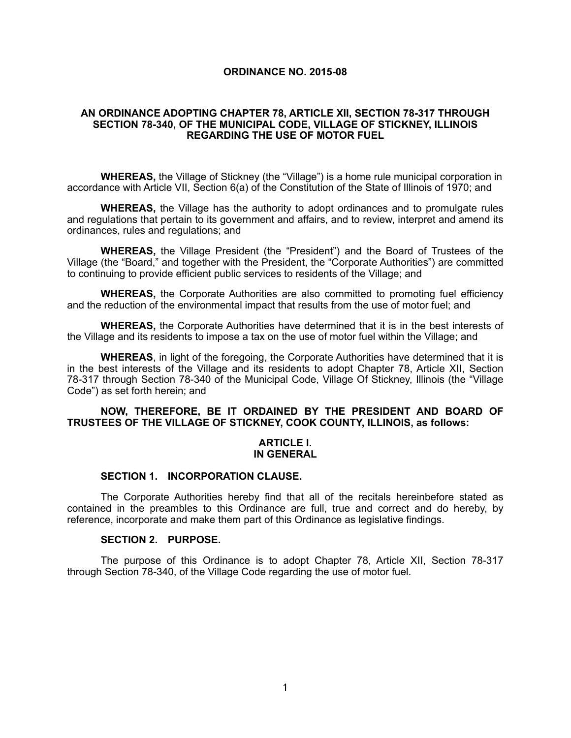# ORDINANCE NO. 2015-08

## AN ORDINANCE ADOPTING CHAPTER 78, ARTICLE XII, SECTION 78-317 THROUGH SECTION 78-340, OF THE MUNICIPAL CODE, VILLAGE OF STICKNEY, ILLINOIS REGARDING THE USE OF MOTOR FUEL

**WHEREAS,** the Village of Stickney (the "Village") is a home rule municipal corporation in accordance with Article VII, Section 6(a) of the Constitution of the State of Illinois of 1970; and

**WHEREAS,** the Village has the authority to adopt ordinances and to promulgate rules and regulations that pertain to its government and affairs, and to review, interpret and amend its ordinances, rules and regulations; and

**WHEREAS,** the Village President (the "President") and the Board of Trustees of the Village (the "Board," and together with the President, the "Corporate Authorities") are committed to continuing to provide efficient public services to residents of the Village; and

**WHEREAS,** the Corporate Authorities are also committed to promoting fuel efficiency and the reduction of the environmental impact that results from the use of motor fuel; and

**WHEREAS,** the Corporate Authorities have determined that it is in the best interests of the Village and its residents to impose a tax on the use of motor fuel within the Village; and

**WHEREAS**, in light of the foregoing, the Corporate Authorities have determined that it is in the best interests of the Village and its residents to adopt Chapter 78, Article XII, Section 78-317 through Section 78-340 of the Municipal Code, Village Of Stickney, Illinois (the "Village Code") as set forth herein; and

**NOW, THEREFORE, BE IT ORDAINED BY THE PRESIDENT AND BOARD OF TRUSTEES OF THE VILLAGE OF STICKNEY, COOK COUNTY, ILLINOIS, as follows:**

## ARTICLE I. IN GENERAL

### SECTION 1. INCORPORATION CLAUSE.

The Corporate Authorities hereby find that all of the recitals hereinbefore stated as contained in the preambles to this Ordinance are full, true and correct and do hereby, by reference, incorporate and make them part of this Ordinance as legislative findings.

### SECTION 2. PURPOSE.

The purpose of this Ordinance is to adopt Chapter 78, Article XII, Section 78-317 through Section 78-340, of the Village Code regarding the use of motor fuel.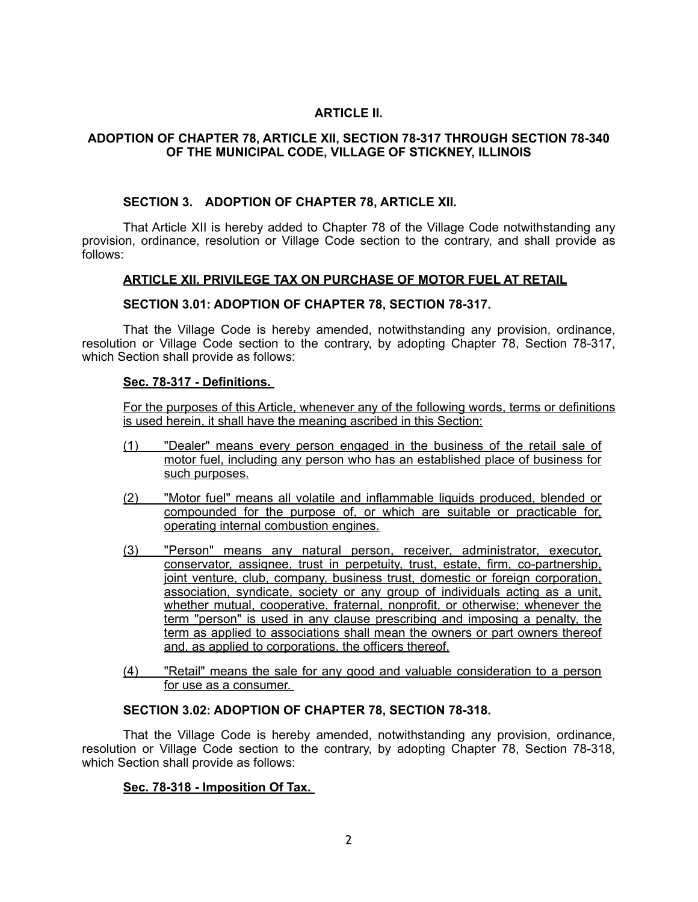## ARTICLE II.

## ADOPTION OF CHAPTER 78, ARTICLE XII, SECTION 78-317 THROUGH SECTION 78-340 OF THE MUNICIPAL CODE, VILLAGE OF STICKNEY, ILLINOIS

### SECTION 3. ADOPTION OF CHAPTER 78, ARTICLE XII.

That Article XII is hereby added to Chapter 78 of the Village Code notwithstanding any provision, ordinance, resolution or Village Code section to the contrary, and shall provide as follows:

### ARTICLE XII. PRIVILEGE TAX ON PURCHASE OF MOTOR FUEL AT RETAIL

### SECTION 3.01: ADOPTION OF CHAPTER 78, SECTION 78-317.

That the Village Code is hereby amended, notwithstanding any provision, ordinance, resolution or Village Code section to the contrary, by adopting Chapter 78, Section 78-317, which Section shall provide as follows:

**Sec. 78-317 - Definitions.**

For the purposes of this Article, whenever any of the following words, terms or definitions is used herein, it shall have the meaning ascribed in this Section:

(1) "Dealer" means every person engaged in the business of the retail sale of motor fuel, including any person who has an established place of business for such purposes.

(2) "Motor fuel" means all volatile and inflammable liquids produced, blended or compounded for the purpose of, or which are suitable or practicable for, operating internal combustion engines.

(3) "Person" means any natural person, receiver, administrator, executor, conservator, assignee, trust in perpetuity, trust, estate, firm, co-partnership, joint venture, club, company, business trust, domestic or foreign corporation, association, syndicate, society or any group of individuals acting as a unit, whether mutual, cooperative, fraternal, nonprofit, or otherwise; whenever the term "person" is used in any clause prescribing and imposing a penalty, the term as applied to associations shall mean the owners or part owners thereof and, as applied to corporations, the officers thereof.

(4) "Retail" means the sale for any good and valuable consideration to a person for use as a consumer.

### SECTION 3.02: ADOPTION OF CHAPTER 78, SECTION 78-318.

That the Village Code is hereby amended, notwithstanding any provision, ordinance, resolution or Village Code section to the contrary, by adopting Chapter 78, Section 78-318, which Section shall provide as follows:

**Sec. 78-318 - Imposition Of Tax.**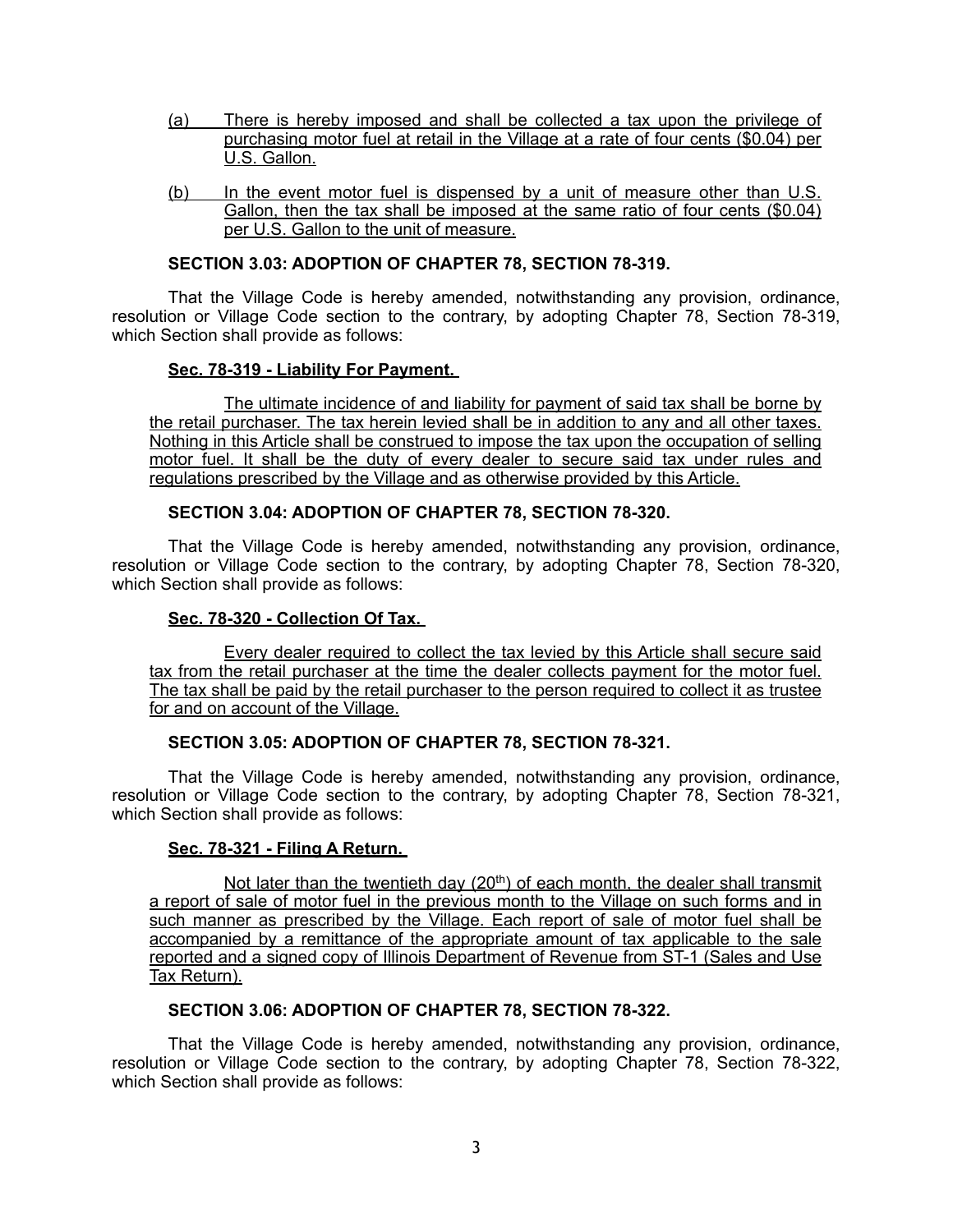(a) There is hereby imposed and shall be collected a tax upon the privilege of purchasing motor fuel at retail in the Village at a rate of four cents ($0.04) per U.S. Gallon.

(b) In the event motor fuel is dispensed by a unit of measure other than U.S. Gallon, then the tax shall be imposed at the same ratio of four cents ($0.04) per U.S. Gallon to the unit of measure.

**SECTION 3.03: ADOPTION OF CHAPTER 78, SECTION 78-319.**

That the Village Code is hereby amended, notwithstanding any provision, ordinance, resolution or Village Code section to the contrary, by adopting Chapter 78, Section 78-319, which Section shall provide as follows:

**Sec. 78-319 - Liability For Payment.**

The ultimate incidence of and liability for payment of said tax shall be borne by the retail purchaser. The tax herein levied shall be in addition to any and all other taxes. Nothing in this Article shall be construed to impose the tax upon the occupation of selling motor fuel. It shall be the duty of every dealer to secure said tax under rules and regulations prescribed by the Village and as otherwise provided by this Article.

**SECTION 3.04: ADOPTION OF CHAPTER 78, SECTION 78-320.**

That the Village Code is hereby amended, notwithstanding any provision, ordinance, resolution or Village Code section to the contrary, by adopting Chapter 78, Section 78-320, which Section shall provide as follows:

**Sec. 78-320 - Collection Of Tax.**

Every dealer required to collect the tax levied by this Article shall secure said tax from the retail purchaser at the time the dealer collects payment for the motor fuel. The tax shall be paid by the retail purchaser to the person required to collect it as trustee for and on account of the Village.

**SECTION 3.05: ADOPTION OF CHAPTER 78, SECTION 78-321.**

That the Village Code is hereby amended, notwithstanding any provision, ordinance, resolution or Village Code section to the contrary, by adopting Chapter 78, Section 78-321, which Section shall provide as follows:

**Sec. 78-321 - Filing A Return.**

Not later than the twentieth day (20th) of each month, the dealer shall transmit a report of sale of motor fuel in the previous month to the Village on such forms and in such manner as prescribed by the Village. Each report of sale of motor fuel shall be accompanied by a remittance of the appropriate amount of tax applicable to the sale reported and a signed copy of Illinois Department of Revenue from ST-1 (Sales and Use Tax Return).

**SECTION 3.06: ADOPTION OF CHAPTER 78, SECTION 78-322.**

That the Village Code is hereby amended, notwithstanding any provision, ordinance, resolution or Village Code section to the contrary, by adopting Chapter 78, Section 78-322, which Section shall provide as follows: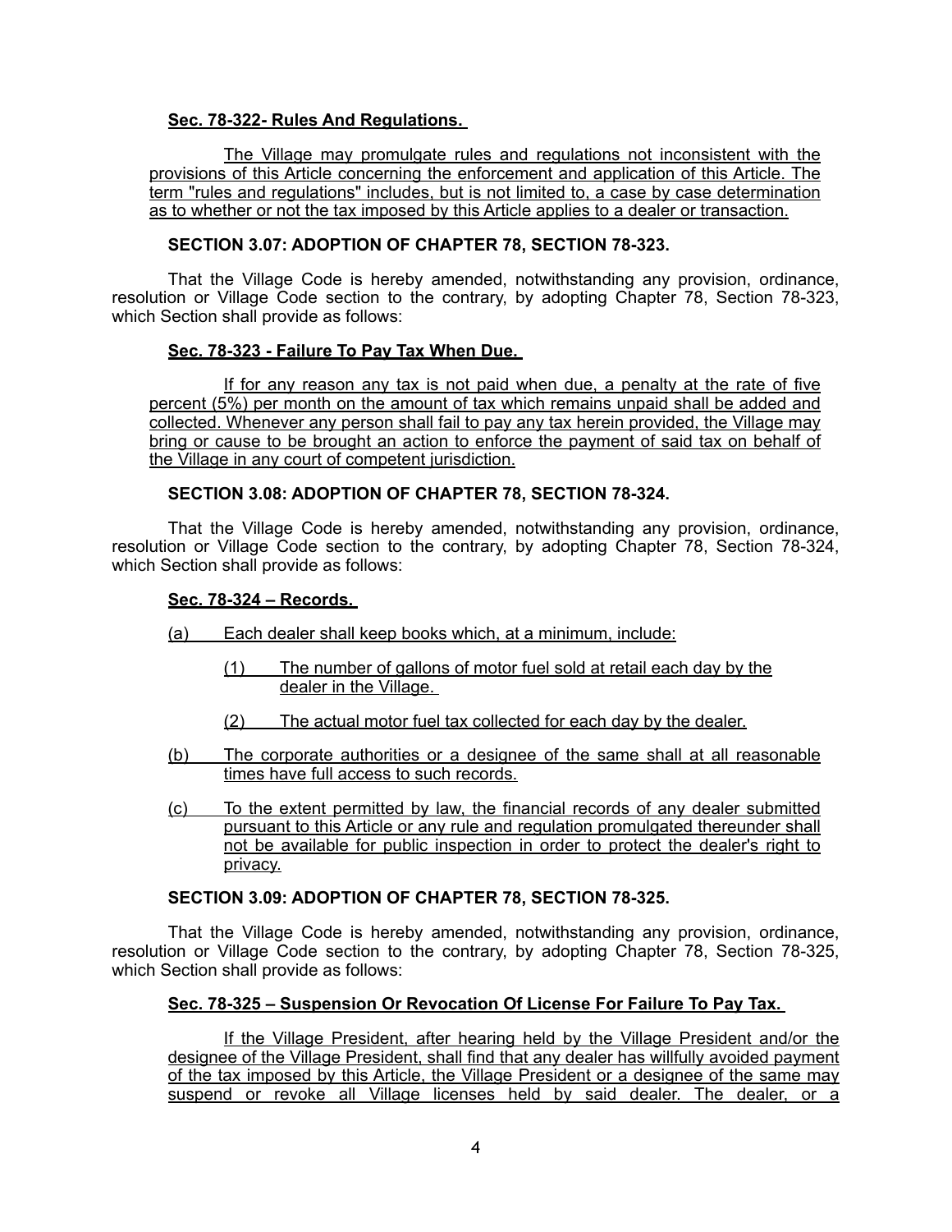**Sec. 78-322- Rules And Regulations.**

The Village may promulgate rules and regulations not inconsistent with the provisions of this Article concerning the enforcement and application of this Article. The term "rules and regulations" includes, but is not limited to, a case by case determination as to whether or not the tax imposed by this Article applies to a dealer or transaction.

**SECTION 3.07: ADOPTION OF CHAPTER 78, SECTION 78-323.**

That the Village Code is hereby amended, notwithstanding any provision, ordinance, resolution or Village Code section to the contrary, by adopting Chapter 78, Section 78-323, which Section shall provide as follows:

**Sec. 78-323 - Failure To Pay Tax When Due.**

If for any reason any tax is not paid when due, a penalty at the rate of five percent (5%) per month on the amount of tax which remains unpaid shall be added and collected. Whenever any person shall fail to pay any tax herein provided, the Village may bring or cause to be brought an action to enforce the payment of said tax on behalf of the Village in any court of competent jurisdiction.

**SECTION 3.08: ADOPTION OF CHAPTER 78, SECTION 78-324.**

That the Village Code is hereby amended, notwithstanding any provision, ordinance, resolution or Village Code section to the contrary, by adopting Chapter 78, Section 78-324, which Section shall provide as follows:

**Sec. 78-324 – Records.**

(a) Each dealer shall keep books which, at a minimum, include:

  (1) The number of gallons of motor fuel sold at retail each day by the dealer in the Village.

  (2) The actual motor fuel tax collected for each day by the dealer.

(b) The corporate authorities or a designee of the same shall at all reasonable times have full access to such records.

(c) To the extent permitted by law, the financial records of any dealer submitted pursuant to this Article or any rule and regulation promulgated thereunder shall not be available for public inspection in order to protect the dealer's right to privacy.

**SECTION 3.09: ADOPTION OF CHAPTER 78, SECTION 78-325.**

That the Village Code is hereby amended, notwithstanding any provision, ordinance, resolution or Village Code section to the contrary, by adopting Chapter 78, Section 78-325, which Section shall provide as follows:

**Sec. 78-325 – Suspension Or Revocation Of License For Failure To Pay Tax.**

If the Village President, after hearing held by the Village President and/or the designee of the Village President, shall find that any dealer has willfully avoided payment of the tax imposed by this Article, the Village President or a designee of the same may suspend or revoke all Village licenses held by said dealer. The dealer, or a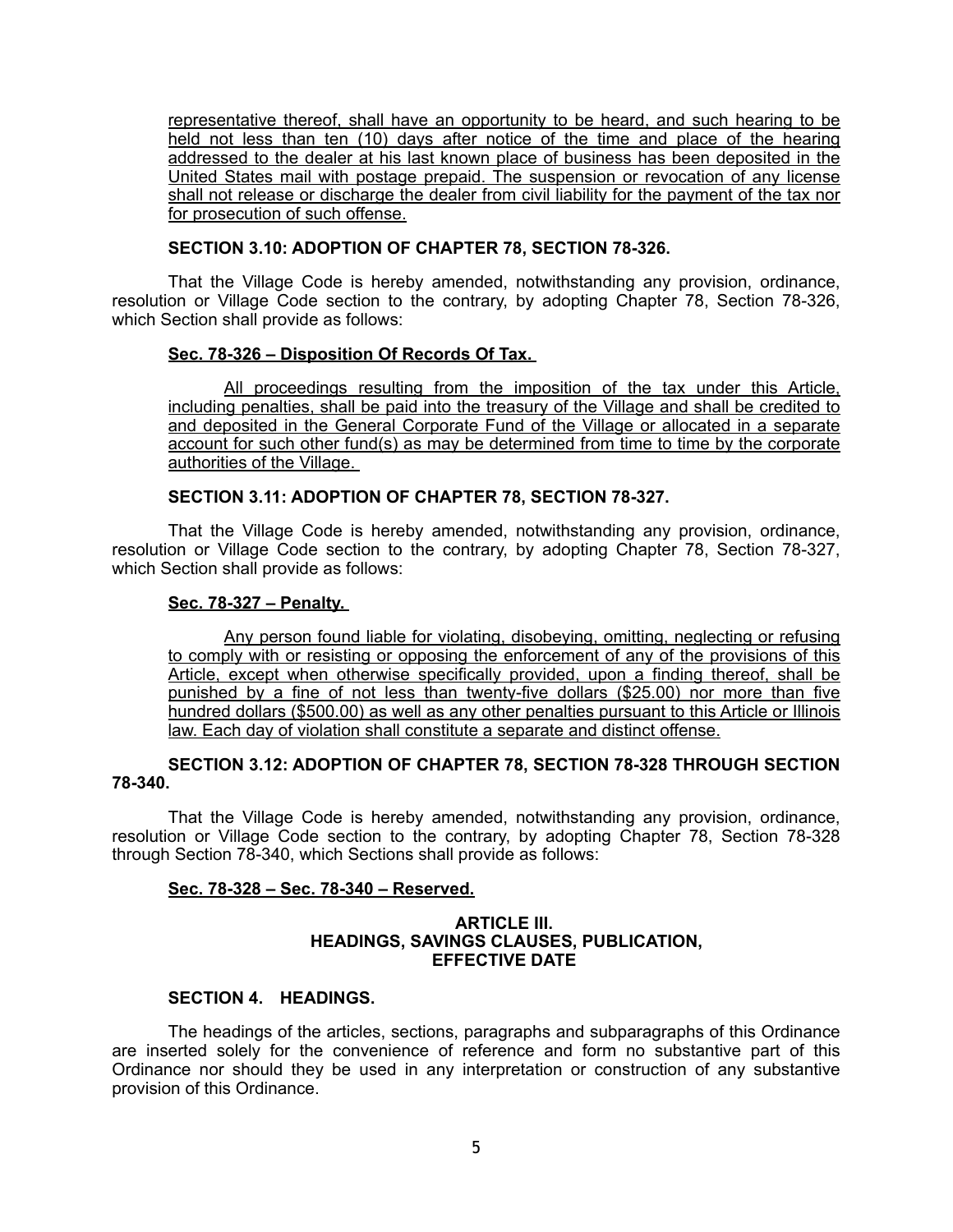representative thereof, shall have an opportunity to be heard, and such hearing to be held not less than ten (10) days after notice of the time and place of the hearing addressed to the dealer at his last known place of business has been deposited in the United States mail with postage prepaid. The suspension or revocation of any license shall not release or discharge the dealer from civil liability for the payment of the tax nor for prosecution of such offense.

**SECTION 3.10: ADOPTION OF CHAPTER 78, SECTION 78-326.**

That the Village Code is hereby amended, notwithstanding any provision, ordinance, resolution or Village Code section to the contrary, by adopting Chapter 78, Section 78-326, which Section shall provide as follows:

**Sec. 78-326 – Disposition Of Records Of Tax.**

All proceedings resulting from the imposition of the tax under this Article, including penalties, shall be paid into the treasury of the Village and shall be credited to and deposited in the General Corporate Fund of the Village or allocated in a separate account for such other fund(s) as may be determined from time to time by the corporate authorities of the Village.

**SECTION 3.11: ADOPTION OF CHAPTER 78, SECTION 78-327.**

That the Village Code is hereby amended, notwithstanding any provision, ordinance, resolution or Village Code section to the contrary, by adopting Chapter 78, Section 78-327, which Section shall provide as follows:

**Sec. 78-327 – Penalty.**

Any person found liable for violating, disobeying, omitting, neglecting or refusing to comply with or resisting or opposing the enforcement of any of the provisions of this Article, except when otherwise specifically provided, upon a finding thereof, shall be punished by a fine of not less than twenty-five dollars ($25.00) nor more than five hundred dollars ($500.00) as well as any other penalties pursuant to this Article or Illinois law. Each day of violation shall constitute a separate and distinct offense.

**SECTION 3.12: ADOPTION OF CHAPTER 78, SECTION 78-328 THROUGH SECTION 78-340.**

That the Village Code is hereby amended, notwithstanding any provision, ordinance, resolution or Village Code section to the contrary, by adopting Chapter 78, Section 78-328 through Section 78-340, which Sections shall provide as follows:

**Sec. 78-328 – Sec. 78-340 – Reserved.**

## ARTICLE III.
## HEADINGS, SAVINGS CLAUSES, PUBLICATION, EFFECTIVE DATE

**SECTION 4. HEADINGS.**

The headings of the articles, sections, paragraphs and subparagraphs of this Ordinance are inserted solely for the convenience of reference and form no substantive part of this Ordinance nor should they be used in any interpretation or construction of any substantive provision of this Ordinance.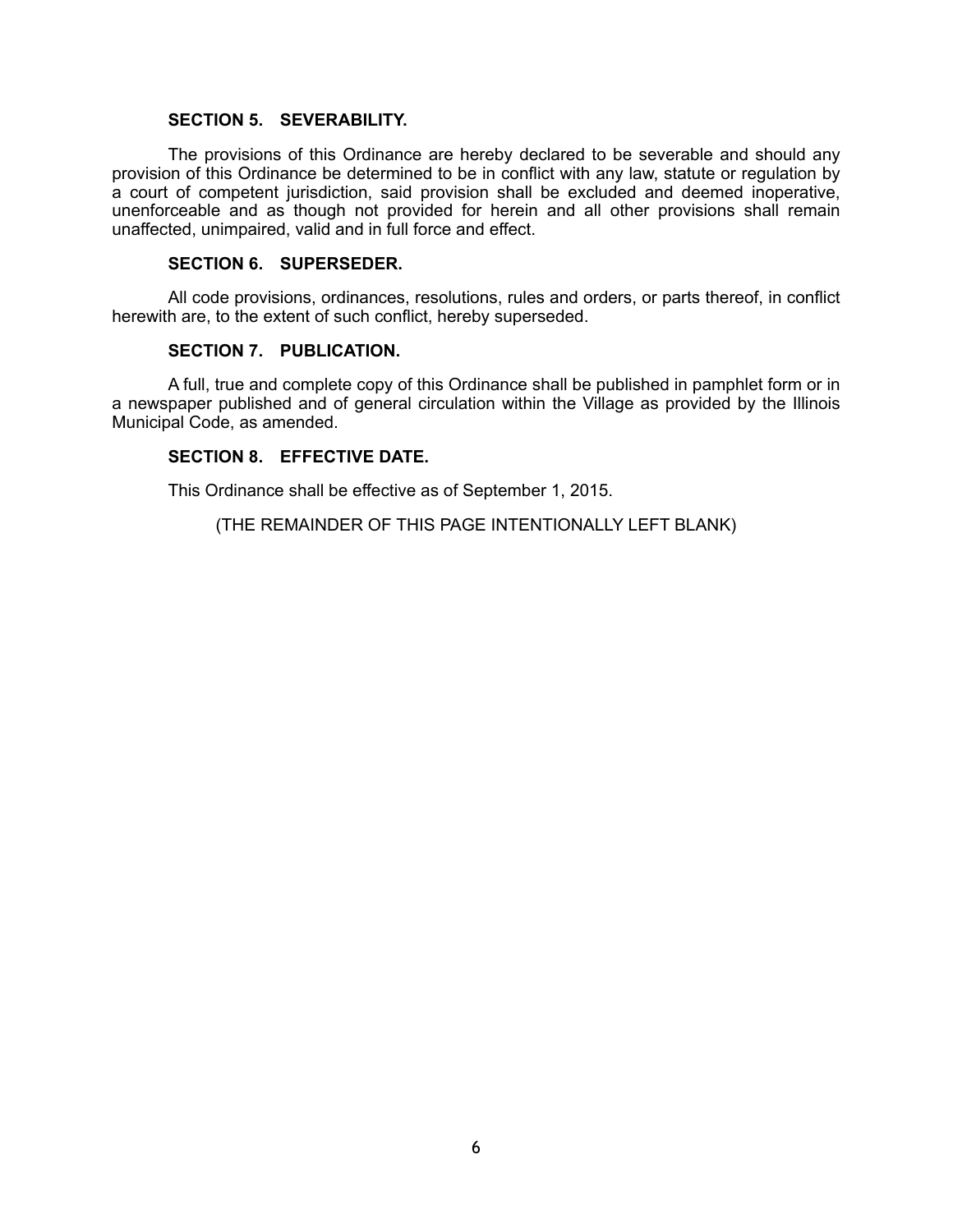**SECTION 5. SEVERABILITY.**

The provisions of this Ordinance are hereby declared to be severable and should any provision of this Ordinance be determined to be in conflict with any law, statute or regulation by a court of competent jurisdiction, said provision shall be excluded and deemed inoperative, unenforceable and as though not provided for herein and all other provisions shall remain unaffected, unimpaired, valid and in full force and effect.

**SECTION 6. SUPERSEDER.**

All code provisions, ordinances, resolutions, rules and orders, or parts thereof, in conflict herewith are, to the extent of such conflict, hereby superseded.

**SECTION 7. PUBLICATION.**

A full, true and complete copy of this Ordinance shall be published in pamphlet form or in a newspaper published and of general circulation within the Village as provided by the Illinois Municipal Code, as amended.

**SECTION 8. EFFECTIVE DATE.**

This Ordinance shall be effective as of September 1, 2015.

(THE REMAINDER OF THIS PAGE INTENTIONALLY LEFT BLANK)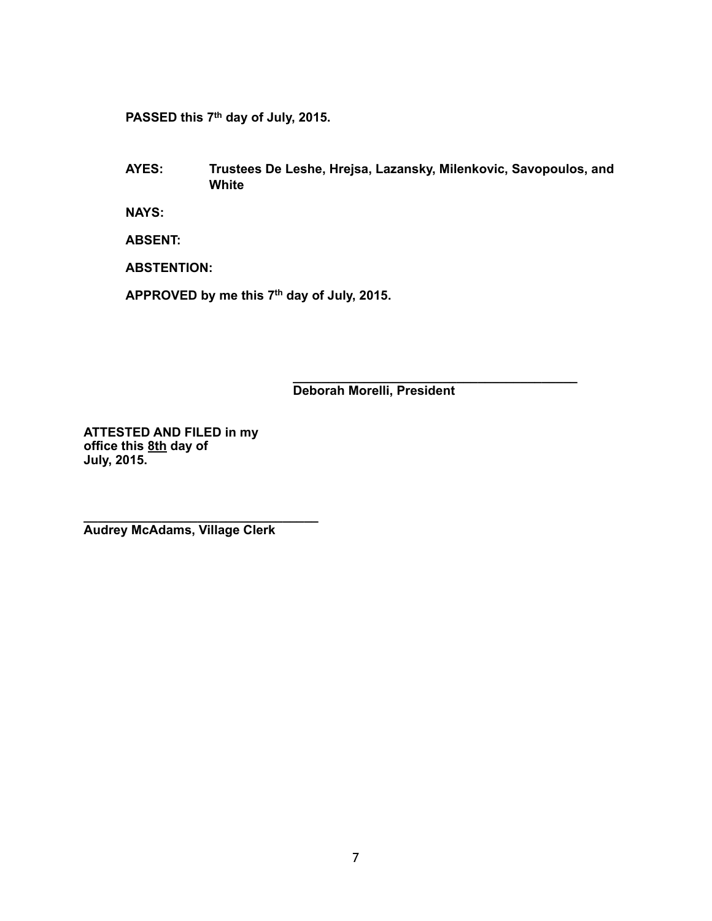**PASSED this 7th day of July, 2015.**

**AYES:** **Trustees De Leshe, Hrejsa, Lazansky, Milenkovic, Savopoulos, and White**

**NAYS:**

**ABSENT:**

**ABSTENTION:**

**APPROVED by me this 7th day of July, 2015.**

\_\_\_\_\_\_\_\_\_\_\_\_\_\_\_\_\_\_\_\_\_\_\_\_\_\_\_\_\_\_\_\_\_\_\_\_\_\_\_\_\_\_

**Deborah Morelli, President**

**ATTESTED AND FILED in my office this 8th day of July, 2015.**

\_\_\_\_\_\_\_\_\_\_\_\_\_\_\_\_\_\_\_\_\_\_\_\_\_\_\_\_\_\_\_\_\_\_\_

**Audrey McAdams, Village Clerk**